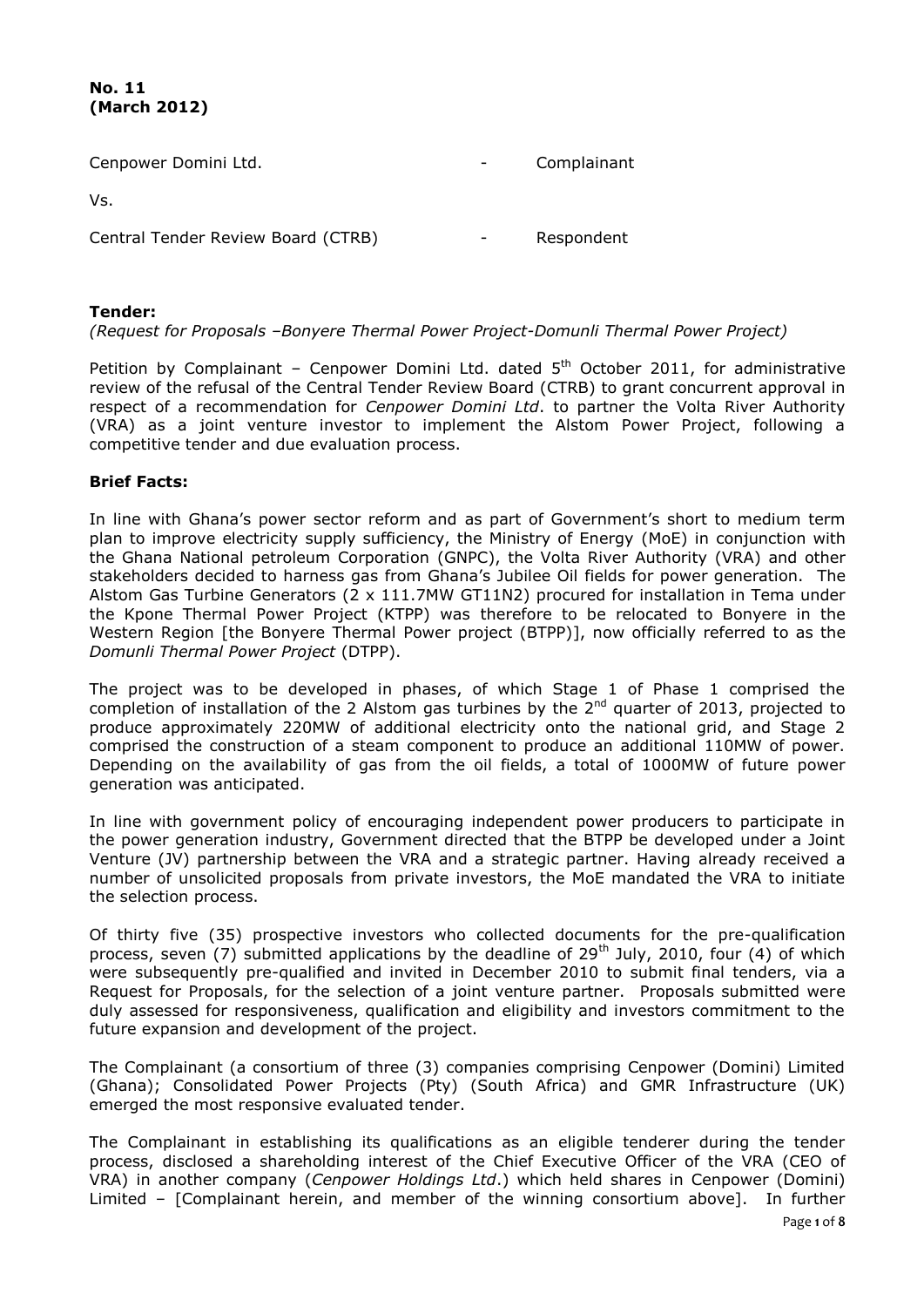**No. 11**
**(March 2012)**

| | | |
|---|---|---|
| Cenpower Domini Ltd. | - | Complainant |
| Vs. | | |
| Central Tender Review Board (CTRB) | - | Respondent |

**Tender:**

*(Request for Proposals –Bonyere Thermal Power Project-Domunli Thermal Power Project)*

Petition by Complainant – Cenpower Domini Ltd. dated 5th October 2011, for administrative review of the refusal of the Central Tender Review Board (CTRB) to grant concurrent approval in respect of a recommendation for *Cenpower Domini Ltd*. to partner the Volta River Authority (VRA) as a joint venture investor to implement the Alstom Power Project, following a competitive tender and due evaluation process.

**Brief Facts:**

In line with Ghana's power sector reform and as part of Government's short to medium term plan to improve electricity supply sufficiency, the Ministry of Energy (MoE) in conjunction with the Ghana National petroleum Corporation (GNPC), the Volta River Authority (VRA) and other stakeholders decided to harness gas from Ghana's Jubilee Oil fields for power generation. The Alstom Gas Turbine Generators (2 x 111.7MW GT11N2) procured for installation in Tema under the Kpone Thermal Power Project (KTPP) was therefore to be relocated to Bonyere in the Western Region [the Bonyere Thermal Power project (BTPP)], now officially referred to as the *Domunli Thermal Power Project* (DTPP).

The project was to be developed in phases, of which Stage 1 of Phase 1 comprised the completion of installation of the 2 Alstom gas turbines by the 2nd quarter of 2013, projected to produce approximately 220MW of additional electricity onto the national grid, and Stage 2 comprised the construction of a steam component to produce an additional 110MW of power. Depending on the availability of gas from the oil fields, a total of 1000MW of future power generation was anticipated.

In line with government policy of encouraging independent power producers to participate in the power generation industry, Government directed that the BTPP be developed under a Joint Venture (JV) partnership between the VRA and a strategic partner. Having already received a number of unsolicited proposals from private investors, the MoE mandated the VRA to initiate the selection process.

Of thirty five (35) prospective investors who collected documents for the pre-qualification process, seven (7) submitted applications by the deadline of 29th July, 2010, four (4) of which were subsequently pre-qualified and invited in December 2010 to submit final tenders, via a Request for Proposals, for the selection of a joint venture partner. Proposals submitted were duly assessed for responsiveness, qualification and eligibility and investors commitment to the future expansion and development of the project.

The Complainant (a consortium of three (3) companies comprising Cenpower (Domini) Limited (Ghana); Consolidated Power Projects (Pty) (South Africa) and GMR Infrastructure (UK) emerged the most responsive evaluated tender.

The Complainant in establishing its qualifications as an eligible tenderer during the tender process, disclosed a shareholding interest of the Chief Executive Officer of the VRA (CEO of VRA) in another company (*Cenpower Holdings Ltd*.) which held shares in Cenpower (Domini) Limited – [Complainant herein, and member of the winning consortium above]. In further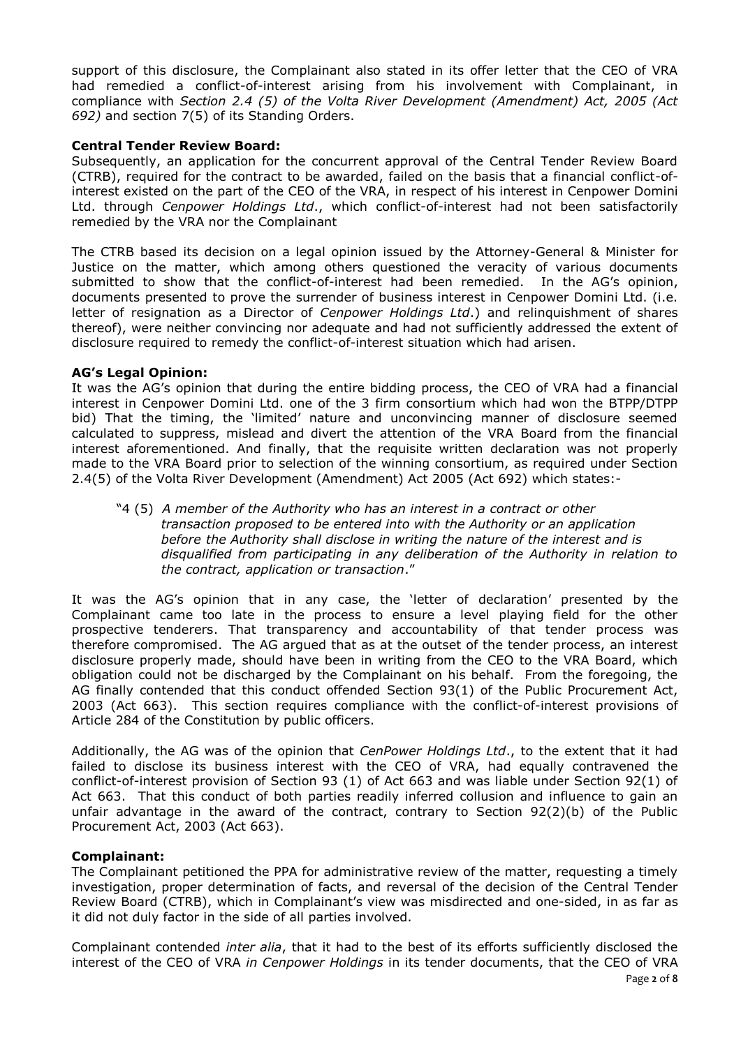support of this disclosure, the Complainant also stated in its offer letter that the CEO of VRA had remedied a conflict-of-interest arising from his involvement with Complainant, in compliance with *Section 2.4 (5) of the Volta River Development (Amendment) Act, 2005 (Act 692)* and section 7(5) of its Standing Orders.

**Central Tender Review Board:**

Subsequently, an application for the concurrent approval of the Central Tender Review Board (CTRB), required for the contract to be awarded, failed on the basis that a financial conflict-of-interest existed on the part of the CEO of the VRA, in respect of his interest in Cenpower Domini Ltd. through *Cenpower Holdings Ltd*., which conflict-of-interest had not been satisfactorily remedied by the VRA nor the Complainant

The CTRB based its decision on a legal opinion issued by the Attorney-General & Minister for Justice on the matter, which among others questioned the veracity of various documents submitted to show that the conflict-of-interest had been remedied. In the AG's opinion, documents presented to prove the surrender of business interest in Cenpower Domini Ltd. (i.e. letter of resignation as a Director of *Cenpower Holdings Ltd*.) and relinquishment of shares thereof), were neither convincing nor adequate and had not sufficiently addressed the extent of disclosure required to remedy the conflict-of-interest situation which had arisen.

**AG's Legal Opinion:**

It was the AG's opinion that during the entire bidding process, the CEO of VRA had a financial interest in Cenpower Domini Ltd. one of the 3 firm consortium which had won the BTPP/DTPP bid) That the timing, the 'limited' nature and unconvincing manner of disclosure seemed calculated to suppress, mislead and divert the attention of the VRA Board from the financial interest aforementioned. And finally, that the requisite written declaration was not properly made to the VRA Board prior to selection of the winning consortium, as required under Section 2.4(5) of the Volta River Development (Amendment) Act 2005 (Act 692) which states:-

> "4 (5) *A member of the Authority who has an interest in a contract or other transaction proposed to be entered into with the Authority or an application before the Authority shall disclose in writing the nature of the interest and is disqualified from participating in any deliberation of the Authority in relation to the contract, application or transaction*."

It was the AG's opinion that in any case, the 'letter of declaration' presented by the Complainant came too late in the process to ensure a level playing field for the other prospective tenderers. That transparency and accountability of that tender process was therefore compromised. The AG argued that as at the outset of the tender process, an interest disclosure properly made, should have been in writing from the CEO to the VRA Board, which obligation could not be discharged by the Complainant on his behalf. From the foregoing, the AG finally contended that this conduct offended Section 93(1) of the Public Procurement Act, 2003 (Act 663). This section requires compliance with the conflict-of-interest provisions of Article 284 of the Constitution by public officers.

Additionally, the AG was of the opinion that *CenPower Holdings Ltd*., to the extent that it had failed to disclose its business interest with the CEO of VRA, had equally contravened the conflict-of-interest provision of Section 93 (1) of Act 663 and was liable under Section 92(1) of Act 663. That this conduct of both parties readily inferred collusion and influence to gain an unfair advantage in the award of the contract, contrary to Section 92(2)(b) of the Public Procurement Act, 2003 (Act 663).

**Complainant:**

The Complainant petitioned the PPA for administrative review of the matter, requesting a timely investigation, proper determination of facts, and reversal of the decision of the Central Tender Review Board (CTRB), which in Complainant's view was misdirected and one-sided, in as far as it did not duly factor in the side of all parties involved.

Complainant contended *inter alia*, that it had to the best of its efforts sufficiently disclosed the interest of the CEO of VRA *in Cenpower Holdings* in its tender documents, that the CEO of VRA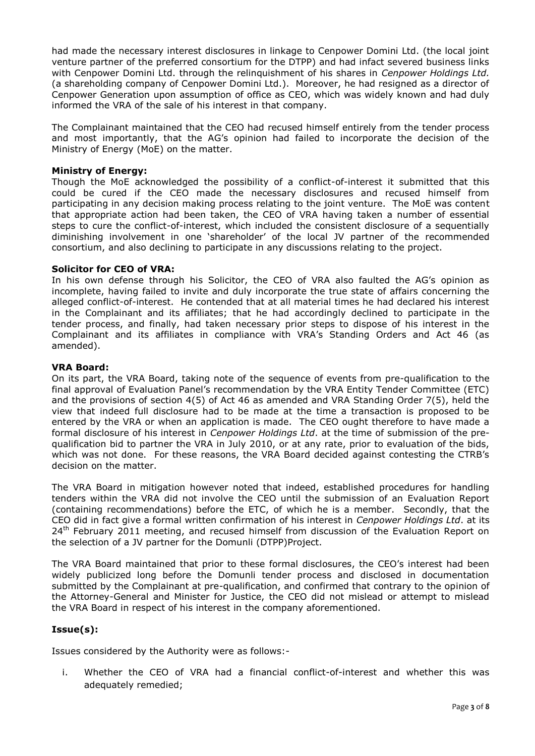had made the necessary interest disclosures in linkage to Cenpower Domini Ltd. (the local joint venture partner of the preferred consortium for the DTPP) and had infact severed business links with Cenpower Domini Ltd. through the relinquishment of his shares in *Cenpower Holdings Ltd.* (a shareholding company of Cenpower Domini Ltd.). Moreover, he had resigned as a director of Cenpower Generation upon assumption of office as CEO, which was widely known and had duly informed the VRA of the sale of his interest in that company.

The Complainant maintained that the CEO had recused himself entirely from the tender process and most importantly, that the AG's opinion had failed to incorporate the decision of the Ministry of Energy (MoE) on the matter.

**Ministry of Energy:**

Though the MoE acknowledged the possibility of a conflict-of-interest it submitted that this could be cured if the CEO made the necessary disclosures and recused himself from participating in any decision making process relating to the joint venture. The MoE was content that appropriate action had been taken, the CEO of VRA having taken a number of essential steps to cure the conflict-of-interest, which included the consistent disclosure of a sequentially diminishing involvement in one 'shareholder' of the local JV partner of the recommended consortium, and also declining to participate in any discussions relating to the project.

**Solicitor for CEO of VRA:**

In his own defense through his Solicitor, the CEO of VRA also faulted the AG's opinion as incomplete, having failed to invite and duly incorporate the true state of affairs concerning the alleged conflict-of-interest. He contended that at all material times he had declared his interest in the Complainant and its affiliates; that he had accordingly declined to participate in the tender process, and finally, had taken necessary prior steps to dispose of his interest in the Complainant and its affiliates in compliance with VRA's Standing Orders and Act 46 (as amended).

**VRA Board:**

On its part, the VRA Board, taking note of the sequence of events from pre-qualification to the final approval of Evaluation Panel's recommendation by the VRA Entity Tender Committee (ETC) and the provisions of section 4(5) of Act 46 as amended and VRA Standing Order 7(5), held the view that indeed full disclosure had to be made at the time a transaction is proposed to be entered by the VRA or when an application is made. The CEO ought therefore to have made a formal disclosure of his interest in *Cenpower Holdings Ltd*. at the time of submission of the pre-qualification bid to partner the VRA in July 2010, or at any rate, prior to evaluation of the bids, which was not done. For these reasons, the VRA Board decided against contesting the CTRB's decision on the matter.

The VRA Board in mitigation however noted that indeed, established procedures for handling tenders within the VRA did not involve the CEO until the submission of an Evaluation Report (containing recommendations) before the ETC, of which he is a member. Secondly, that the CEO did in fact give a formal written confirmation of his interest in *Cenpower Holdings Ltd*. at its 24th February 2011 meeting, and recused himself from discussion of the Evaluation Report on the selection of a JV partner for the Domunli (DTPP)Project.

The VRA Board maintained that prior to these formal disclosures, the CEO's interest had been widely publicized long before the Domunli tender process and disclosed in documentation submitted by the Complainant at pre-qualification, and confirmed that contrary to the opinion of the Attorney-General and Minister for Justice, the CEO did not mislead or attempt to mislead the VRA Board in respect of his interest in the company aforementioned.

## **Issue(s):**

Issues considered by the Authority were as follows:-

i. Whether the CEO of VRA had a financial conflict-of-interest and whether this was adequately remedied;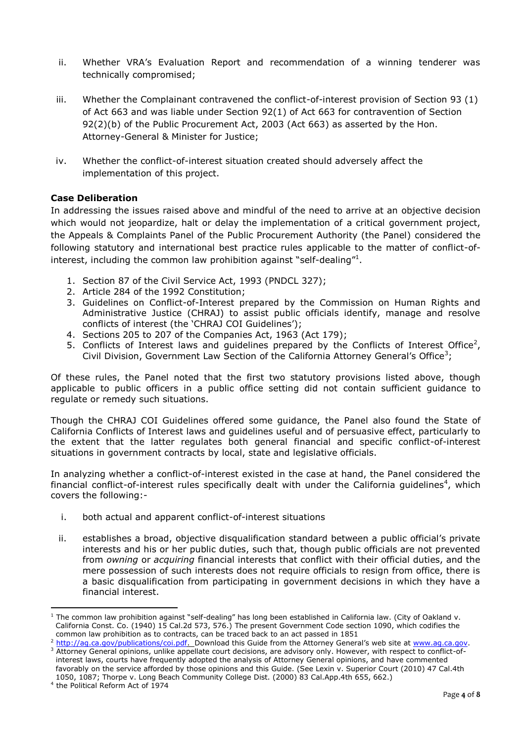ii. Whether VRA's Evaluation Report and recommendation of a winning tenderer was technically compromised;

iii. Whether the Complainant contravened the conflict-of-interest provision of Section 93 (1) of Act 663 and was liable under Section 92(1) of Act 663 for contravention of Section 92(2)(b) of the Public Procurement Act, 2003 (Act 663) as asserted by the Hon. Attorney-General & Minister for Justice;

iv. Whether the conflict-of-interest situation created should adversely affect the implementation of this project.

**Case Deliberation**

In addressing the issues raised above and mindful of the need to arrive at an objective decision which would not jeopardize, halt or delay the implementation of a critical government project, the Appeals & Complaints Panel of the Public Procurement Authority (the Panel) considered the following statutory and international best practice rules applicable to the matter of conflict-of-interest, including the common law prohibition against "self-dealing"[1].

1. Section 87 of the Civil Service Act, 1993 (PNDCL 327);
2. Article 284 of the 1992 Constitution;
3. Guidelines on Conflict-of-Interest prepared by the Commission on Human Rights and Administrative Justice (CHRAJ) to assist public officials identify, manage and resolve conflicts of interest (the 'CHRAJ COI Guidelines');
4. Sections 205 to 207 of the Companies Act, 1963 (Act 179);
5. Conflicts of Interest laws and guidelines prepared by the Conflicts of Interest Office[2], Civil Division, Government Law Section of the California Attorney General's Office[3];

Of these rules, the Panel noted that the first two statutory provisions listed above, though applicable to public officers in a public office setting did not contain sufficient guidance to regulate or remedy such situations.

Though the CHRAJ COI Guidelines offered some guidance, the Panel also found the State of California Conflicts of Interest laws and guidelines useful and of persuasive effect, particularly to the extent that the latter regulates both general financial and specific conflict-of-interest situations in government contracts by local, state and legislative officials.

In analyzing whether a conflict-of-interest existed in the case at hand, the Panel considered the financial conflict-of-interest rules specifically dealt with under the California guidelines[4], which covers the following:-

i. both actual and apparent conflict-of-interest situations

ii. establishes a broad, objective disqualification standard between a public official's private interests and his or her public duties, such that, though public officials are not prevented from *owning* or *acquiring* financial interests that conflict with their official duties, and the mere possession of such interests does not require officials to resign from office, there is a basic disqualification from participating in government decisions in which they have a financial interest.

---

[1] The common law prohibition against "self-dealing" has long been established in California law. (City of Oakland v. California Const. Co. (1940) 15 Cal.2d 573, 576.) The present Government Code section 1090, which codifies the common law prohibition as to contracts, can be traced back to an act passed in 1851

[2] http://ag.ca.gov/publications/coi.pdf. Download this Guide from the Attorney General's web site at www.ag.ca.gov.

[3] Attorney General opinions, unlike appellate court decisions, are advisory only. However, with respect to conflict-of-interest laws, courts have frequently adopted the analysis of Attorney General opinions, and have commented favorably on the service afforded by those opinions and this Guide. (See Lexin v. Superior Court (2010) 47 Cal.4th 1050, 1087; Thorpe v. Long Beach Community College Dist. (2000) 83 Cal.App.4th 655, 662.)

[4] the Political Reform Act of 1974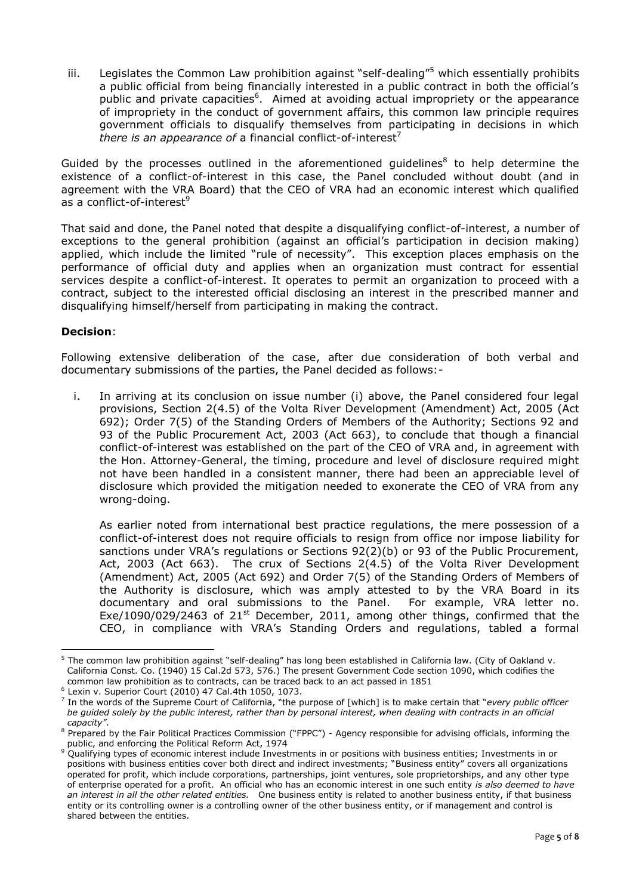iii. Legislates the Common Law prohibition against "self-dealing"[5] which essentially prohibits a public official from being financially interested in a public contract in both the official's public and private capacities[6]. Aimed at avoiding actual impropriety or the appearance of impropriety in the conduct of government affairs, this common law principle requires government officials to disqualify themselves from participating in decisions in which *there is an appearance of* a financial conflict-of-interest[7]

Guided by the processes outlined in the aforementioned guidelines[8] to help determine the existence of a conflict-of-interest in this case, the Panel concluded without doubt (and in agreement with the VRA Board) that the CEO of VRA had an economic interest which qualified as a conflict-of-interest[9]

That said and done, the Panel noted that despite a disqualifying conflict-of-interest, a number of exceptions to the general prohibition (against an official's participation in decision making) applied, which include the limited "rule of necessity". This exception places emphasis on the performance of official duty and applies when an organization must contract for essential services despite a conflict-of-interest. It operates to permit an organization to proceed with a contract, subject to the interested official disclosing an interest in the prescribed manner and disqualifying himself/herself from participating in making the contract.

**Decision**:

Following extensive deliberation of the case, after due consideration of both verbal and documentary submissions of the parties, the Panel decided as follows:-

i. In arriving at its conclusion on issue number (i) above, the Panel considered four legal provisions, Section 2(4.5) of the Volta River Development (Amendment) Act, 2005 (Act 692); Order 7(5) of the Standing Orders of Members of the Authority; Sections 92 and 93 of the Public Procurement Act, 2003 (Act 663), to conclude that though a financial conflict-of-interest was established on the part of the CEO of VRA and, in agreement with the Hon. Attorney-General, the timing, procedure and level of disclosure required might not have been handled in a consistent manner, there had been an appreciable level of disclosure which provided the mitigation needed to exonerate the CEO of VRA from any wrong-doing.

   As earlier noted from international best practice regulations, the mere possession of a conflict-of-interest does not require officials to resign from office nor impose liability for sanctions under VRA's regulations or Sections 92(2)(b) or 93 of the Public Procurement, Act, 2003 (Act 663). The crux of Sections 2(4.5) of the Volta River Development (Amendment) Act, 2005 (Act 692) and Order 7(5) of the Standing Orders of Members of the Authority is disclosure, which was amply attested to by the VRA Board in its documentary and oral submissions to the Panel. For example, VRA letter no. Exe/1090/029/2463 of 21st December, 2011, among other things, confirmed that the CEO, in compliance with VRA's Standing Orders and regulations, tabled a formal

---

[5] The common law prohibition against "self-dealing" has long been established in California law. (City of Oakland v. California Const. Co. (1940) 15 Cal.2d 573, 576.) The present Government Code section 1090, which codifies the common law prohibition as to contracts, can be traced back to an act passed in 1851

[6] Lexin v. Superior Court (2010) 47 Cal.4th 1050, 1073.

[7] In the words of the Supreme Court of California, "the purpose of [which] is to make certain that "*every public officer be guided solely by the public interest, rather than by personal interest, when dealing with contracts in an official capacity".*

[8] Prepared by the Fair Political Practices Commission ("FPPC") - Agency responsible for advising officials, informing the public, and enforcing the Political Reform Act, 1974

[9] Qualifying types of economic interest include Investments in or positions with business entities; Investments in or positions with business entities cover both direct and indirect investments; "Business entity" covers all organizations operated for profit, which include corporations, partnerships, joint ventures, sole proprietorships, and any other type of enterprise operated for a profit. An official who has an economic interest in one such entity *is also deemed to have an interest in all the other related entities.* One business entity is related to another business entity, if that business entity or its controlling owner is a controlling owner of the other business entity, or if management and control is shared between the entities.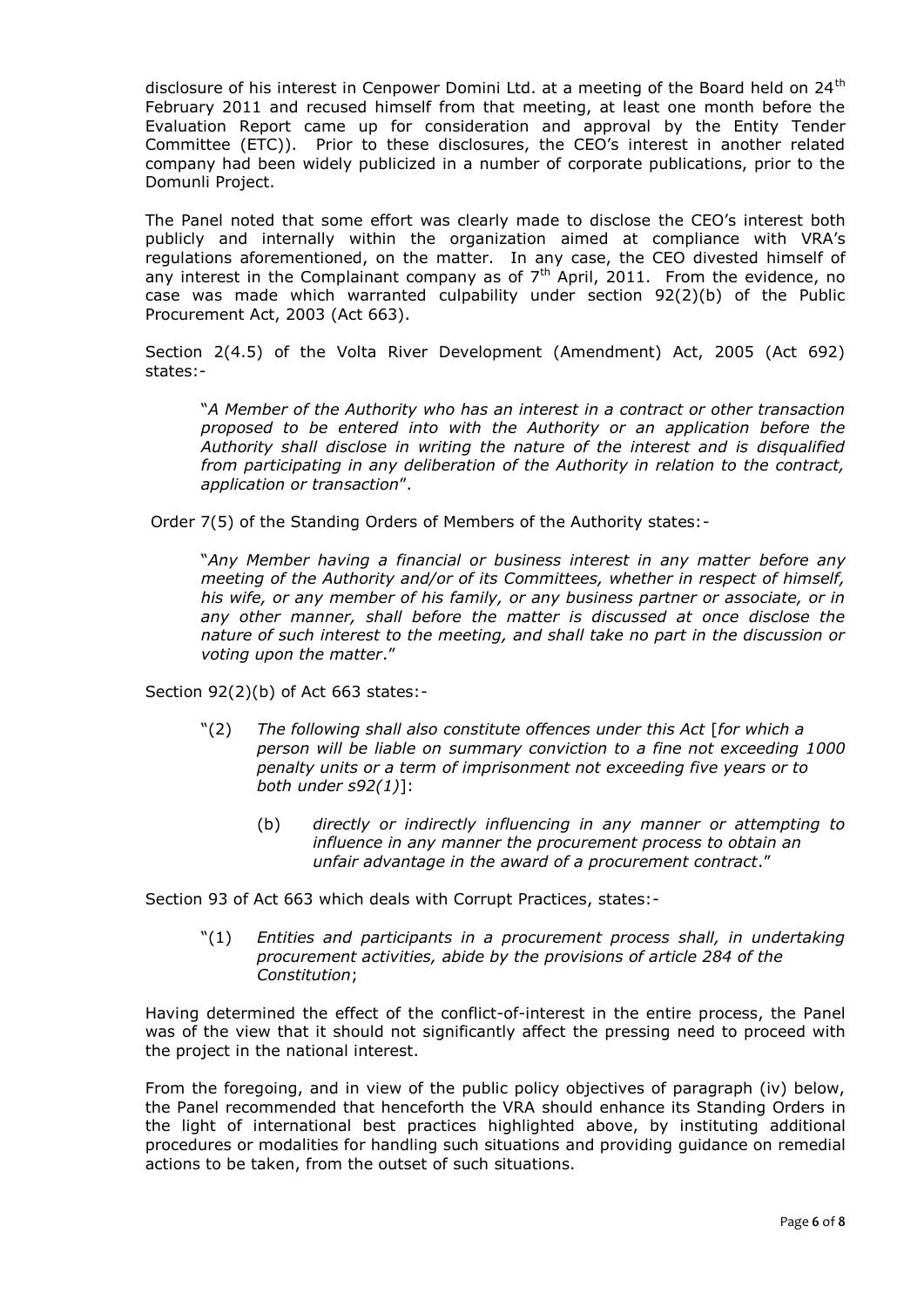disclosure of his interest in Cenpower Domini Ltd. at a meeting of the Board held on 24[th] February 2011 and recused himself from that meeting, at least one month before the Evaluation Report came up for consideration and approval by the Entity Tender Committee (ETC)). Prior to these disclosures, the CEO's interest in another related company had been widely publicized in a number of corporate publications, prior to the Domunli Project.

The Panel noted that some effort was clearly made to disclose the CEO's interest both publicly and internally within the organization aimed at compliance with VRA's regulations aforementioned, on the matter. In any case, the CEO divested himself of any interest in the Complainant company as of 7[th] April, 2011. From the evidence, no case was made which warranted culpability under section 92(2)(b) of the Public Procurement Act, 2003 (Act 663).

Section 2(4.5) of the Volta River Development (Amendment) Act, 2005 (Act 692) states:-

> "*A Member of the Authority who has an interest in a contract or other transaction proposed to be entered into with the Authority or an application before the Authority shall disclose in writing the nature of the interest and is disqualified from participating in any deliberation of the Authority in relation to the contract, application or transaction*".

Order 7(5) of the Standing Orders of Members of the Authority states:-

> "*Any Member having a financial or business interest in any matter before any meeting of the Authority and/or of its Committees, whether in respect of himself, his wife, or any member of his family, or any business partner or associate, or in any other manner, shall before the matter is discussed at once disclose the nature of such interest to the meeting, and shall take no part in the discussion or voting upon the matter*."

Section 92(2)(b) of Act 663 states:-

> "(2) *The following shall also constitute offences under this Act* [*for which a person will be liable on summary conviction to a fine not exceeding 1000 penalty units or a term of imprisonment not exceeding five years or to both under s92(1)*]:
>
> (b) *directly or indirectly influencing in any manner or attempting to influence in any manner the procurement process to obtain an unfair advantage in the award of a procurement contract*."

Section 93 of Act 663 which deals with Corrupt Practices, states:-

> "(1) *Entities and participants in a procurement process shall, in undertaking procurement activities, abide by the provisions of article 284 of the Constitution*;

Having determined the effect of the conflict-of-interest in the entire process, the Panel was of the view that it should not significantly affect the pressing need to proceed with the project in the national interest.

From the foregoing, and in view of the public policy objectives of paragraph (iv) below, the Panel recommended that henceforth the VRA should enhance its Standing Orders in the light of international best practices highlighted above, by instituting additional procedures or modalities for handling such situations and providing guidance on remedial actions to be taken, from the outset of such situations.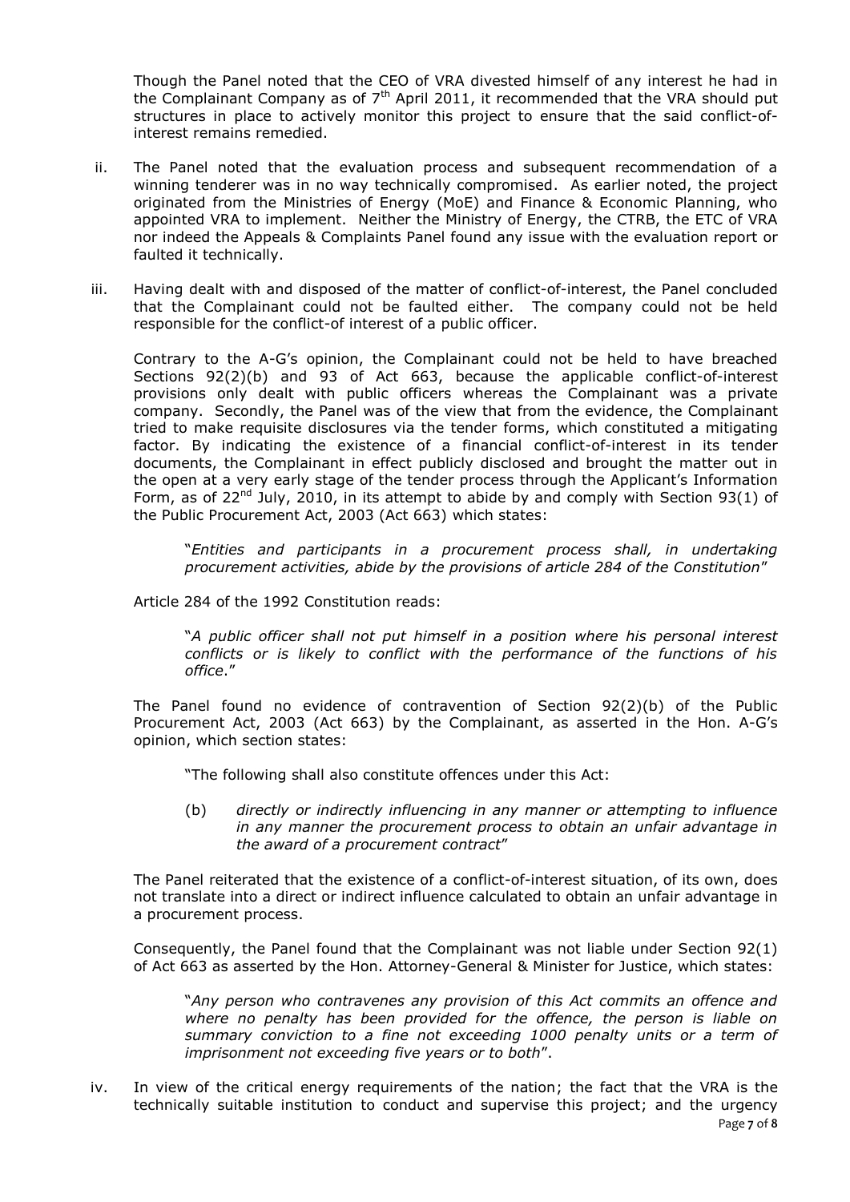Though the Panel noted that the CEO of VRA divested himself of any interest he had in the Complainant Company as of 7th April 2011, it recommended that the VRA should put structures in place to actively monitor this project to ensure that the said conflict-of-interest remains remedied.

ii. The Panel noted that the evaluation process and subsequent recommendation of a winning tenderer was in no way technically compromised. As earlier noted, the project originated from the Ministries of Energy (MoE) and Finance & Economic Planning, who appointed VRA to implement. Neither the Ministry of Energy, the CTRB, the ETC of VRA nor indeed the Appeals & Complaints Panel found any issue with the evaluation report or faulted it technically.

iii. Having dealt with and disposed of the matter of conflict-of-interest, the Panel concluded that the Complainant could not be faulted either. The company could not be held responsible for the conflict-of interest of a public officer.

Contrary to the A-G's opinion, the Complainant could not be held to have breached Sections 92(2)(b) and 93 of Act 663, because the applicable conflict-of-interest provisions only dealt with public officers whereas the Complainant was a private company. Secondly, the Panel was of the view that from the evidence, the Complainant tried to make requisite disclosures via the tender forms, which constituted a mitigating factor. By indicating the existence of a financial conflict-of-interest in its tender documents, the Complainant in effect publicly disclosed and brought the matter out in the open at a very early stage of the tender process through the Applicant's Information Form, as of 22nd July, 2010, in its attempt to abide by and comply with Section 93(1) of the Public Procurement Act, 2003 (Act 663) which states:

> "*Entities and participants in a procurement process shall, in undertaking procurement activities, abide by the provisions of article 284 of the Constitution*"

Article 284 of the 1992 Constitution reads:

> "*A public officer shall not put himself in a position where his personal interest conflicts or is likely to conflict with the performance of the functions of his office*."

The Panel found no evidence of contravention of Section 92(2)(b) of the Public Procurement Act, 2003 (Act 663) by the Complainant, as asserted in the Hon. A-G's opinion, which section states:

> "The following shall also constitute offences under this Act:
>
> (b) *directly or indirectly influencing in any manner or attempting to influence in any manner the procurement process to obtain an unfair advantage in the award of a procurement contract*"

The Panel reiterated that the existence of a conflict-of-interest situation, of its own, does not translate into a direct or indirect influence calculated to obtain an unfair advantage in a procurement process.

Consequently, the Panel found that the Complainant was not liable under Section 92(1) of Act 663 as asserted by the Hon. Attorney-General & Minister for Justice, which states:

> "*Any person who contravenes any provision of this Act commits an offence and where no penalty has been provided for the offence, the person is liable on summary conviction to a fine not exceeding 1000 penalty units or a term of imprisonment not exceeding five years or to both*".

iv. In view of the critical energy requirements of the nation; the fact that the VRA is the technically suitable institution to conduct and supervise this project; and the urgency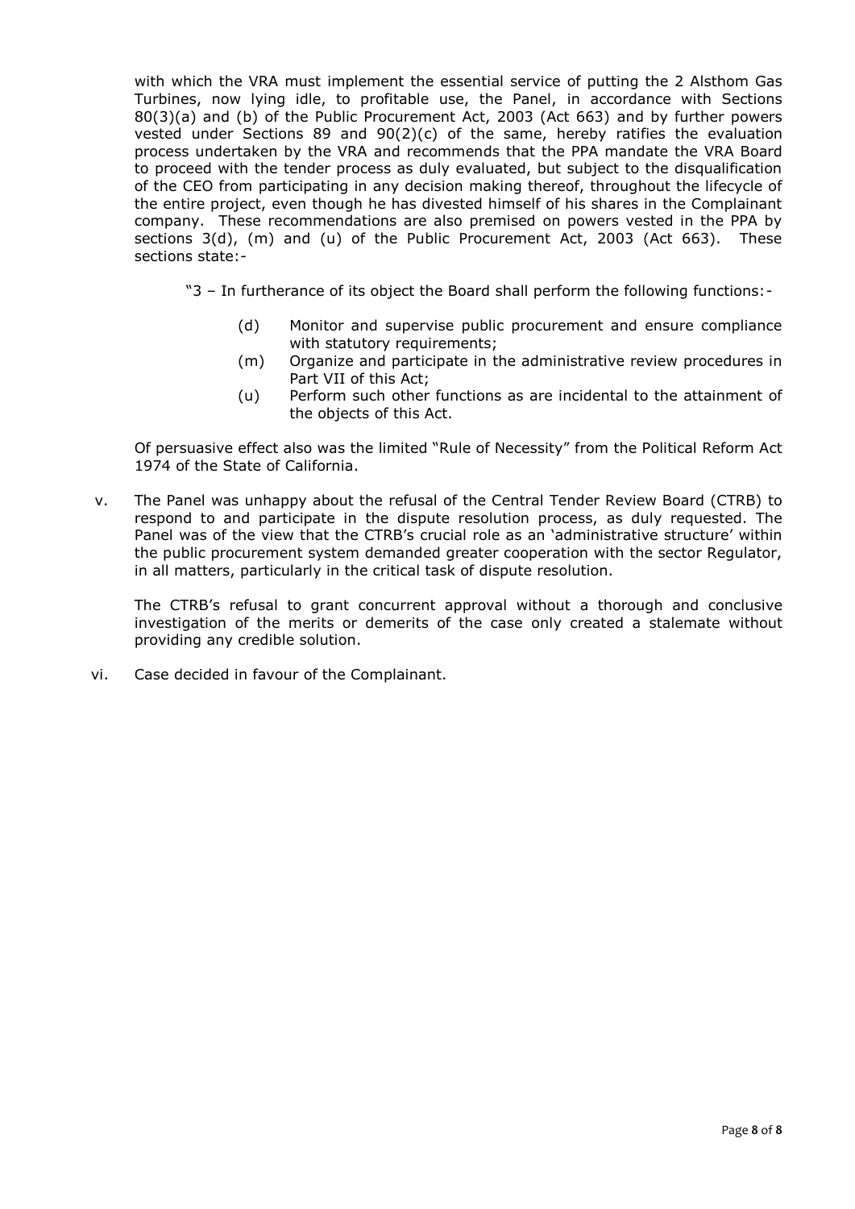with which the VRA must implement the essential service of putting the 2 Alsthom Gas Turbines, now lying idle, to profitable use, the Panel, in accordance with Sections 80(3)(a) and (b) of the Public Procurement Act, 2003 (Act 663) and by further powers vested under Sections 89 and 90(2)(c) of the same, hereby ratifies the evaluation process undertaken by the VRA and recommends that the PPA mandate the VRA Board to proceed with the tender process as duly evaluated, but subject to the disqualification of the CEO from participating in any decision making thereof, throughout the lifecycle of the entire project, even though he has divested himself of his shares in the Complainant company. These recommendations are also premised on powers vested in the PPA by sections 3(d), (m) and (u) of the Public Procurement Act, 2003 (Act 663). These sections state:-

> "3 – In furtherance of its object the Board shall perform the following functions:-
>
> (d) Monitor and supervise public procurement and ensure compliance with statutory requirements;
>
> (m) Organize and participate in the administrative review procedures in Part VII of this Act;
>
> (u) Perform such other functions as are incidental to the attainment of the objects of this Act.

Of persuasive effect also was the limited "Rule of Necessity" from the Political Reform Act 1974 of the State of California.

v. The Panel was unhappy about the refusal of the Central Tender Review Board (CTRB) to respond to and participate in the dispute resolution process, as duly requested. The Panel was of the view that the CTRB's crucial role as an 'administrative structure' within the public procurement system demanded greater cooperation with the sector Regulator, in all matters, particularly in the critical task of dispute resolution.

   The CTRB's refusal to grant concurrent approval without a thorough and conclusive investigation of the merits or demerits of the case only created a stalemate without providing any credible solution.

vi. Case decided in favour of the Complainant.